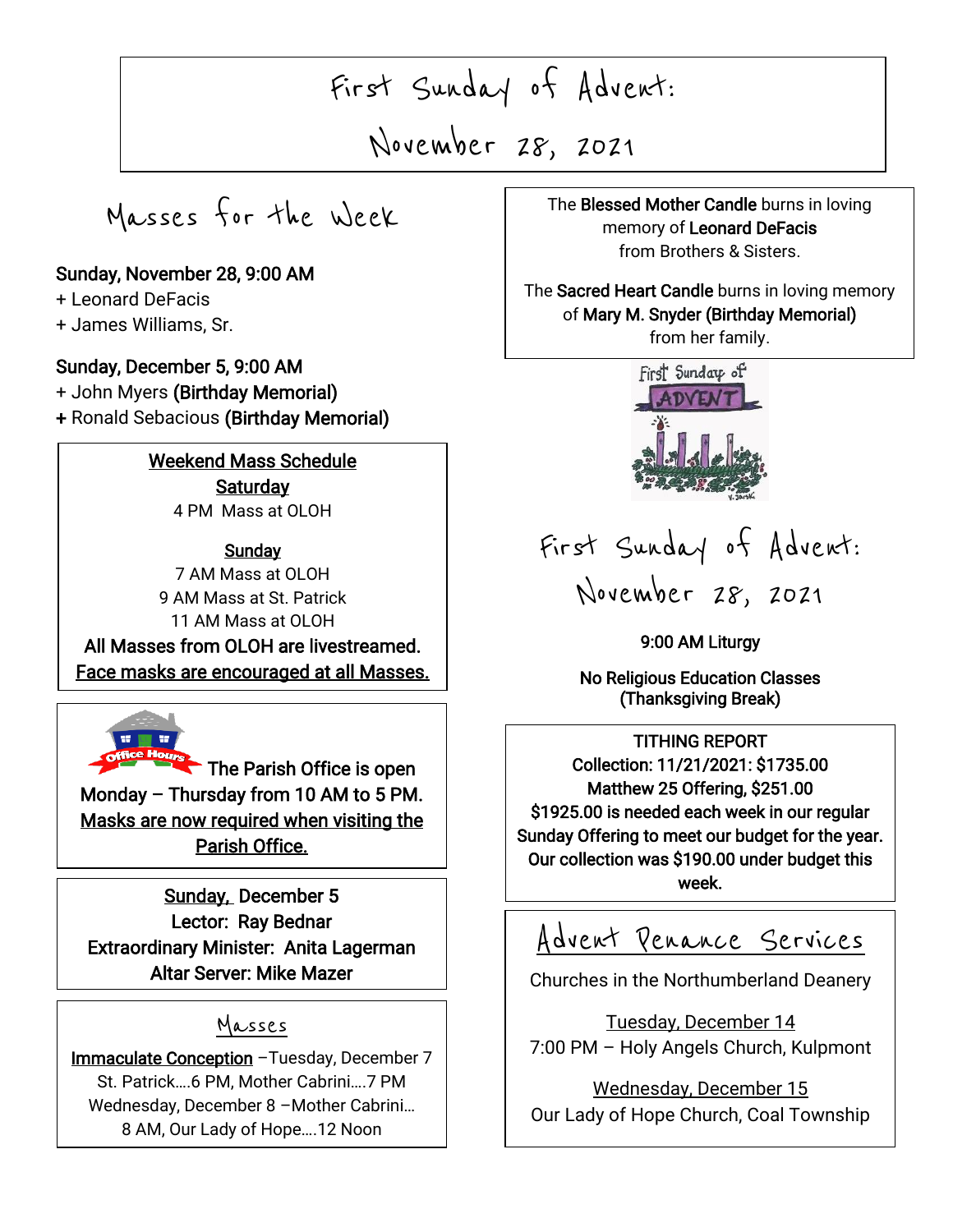# First Sunday of Advent: November 28, 2021

## Masses for the Week

**Sunday, November 28, 9:00 AM**
+ Leonard DeFacis
+ James Williams, Sr.

**Sunday, December 5, 9:00 AM**
+ John Myers **(Birthday Memorial)**
+ Ronald Sebacious **(Birthday Memorial)**

**Weekend Mass Schedule**

**Saturday**
4 PM Mass at OLOH

**Sunday**
7 AM Mass at OLOH
9 AM Mass at St. Patrick
11 AM Mass at OLOH

**All Masses from OLOH are livestreamed.**
**Face masks are encouraged at all Masses.**

**The Parish Office is open Monday – Thursday from 10 AM to 5 PM.**
**Masks are now required when visiting the Parish Office.**

**Sunday, December 5**
**Lector: Ray Bednar**
**Extraordinary Minister: Anita Lagerman**
**Altar Server: Mike Mazer**

### Masses

Immaculate Conception –Tuesday, December 7
St. Patrick….6 PM, Mother Cabrini….7 PM
Wednesday, December 8 –Mother Cabrini… 8 AM, Our Lady of Hope….12 Noon

The **Blessed Mother Candle** burns in loving memory of **Leonard DeFacis** from Brothers & Sisters.

The **Sacred Heart Candle** burns in loving memory of **Mary M. Snyder (Birthday Memorial)** from her family.

## First Sunday of Advent: November 28, 2021

**9:00 AM Liturgy**

**No Religious Education Classes (Thanksgiving Break)**

**TITHING REPORT**
**Collection: 11/21/2021: $1735.00**
**Matthew 25 Offering, $251.00**
**$1925.00 is needed each week in our regular Sunday Offering to meet our budget for the year. Our collection was $190.00 under budget this week.**

## Advent Penance Services

Churches in the Northumberland Deanery

Tuesday, December 14
7:00 PM – Holy Angels Church, Kulpmont

Wednesday, December 15
Our Lady of Hope Church, Coal Township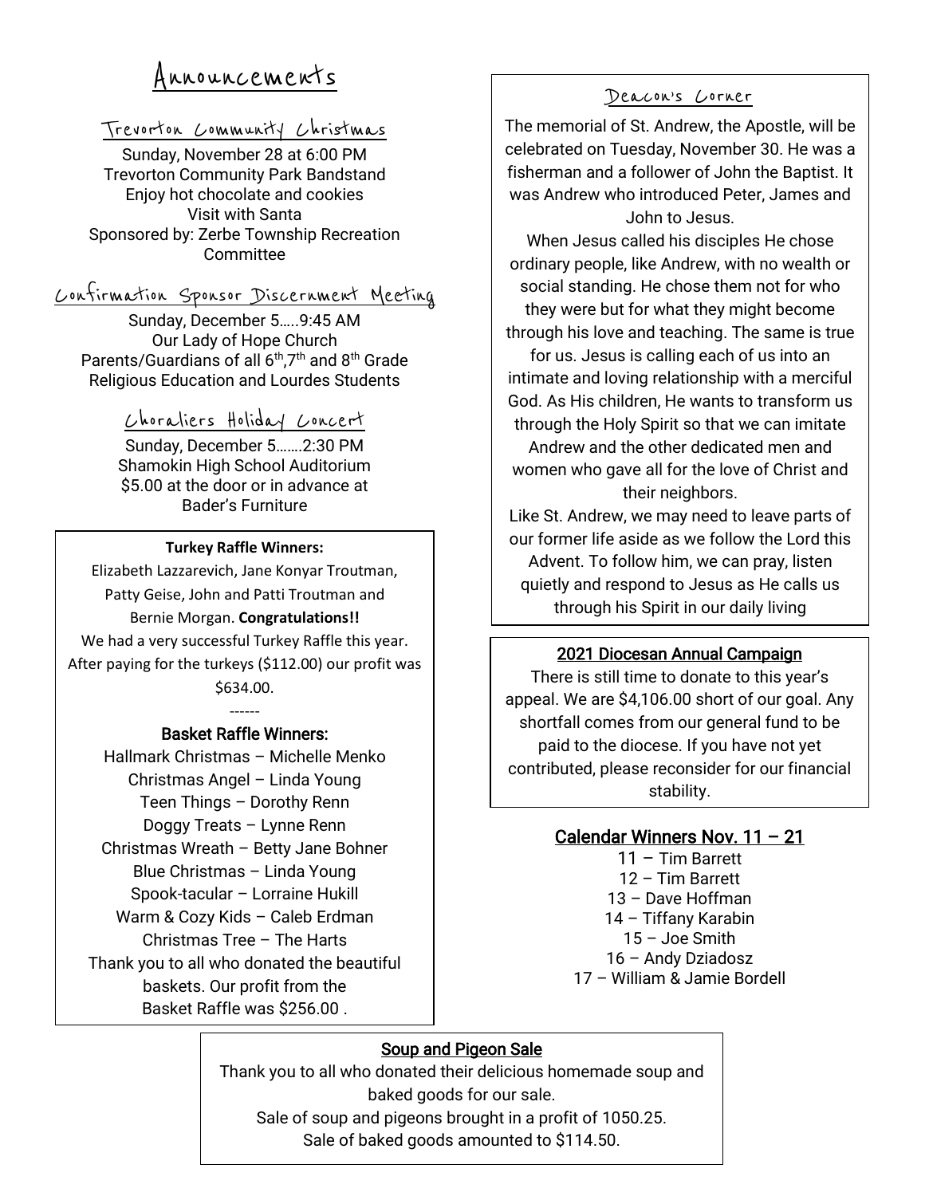# Announcements

## Trevorton Community Christmas

Sunday, November 28 at 6:00 PM
Trevorton Community Park Bandstand
Enjoy hot chocolate and cookies
Visit with Santa
Sponsored by: Zerbe Township Recreation Committee

## Confirmation Sponsor Discernment Meeting

Sunday, December 5…..9:45 AM
Our Lady of Hope Church
Parents/Guardians of all 6th,7th and 8th Grade Religious Education and Lourdes Students

## Choraliers Holiday Concert

Sunday, December 5…….2:30 PM
Shamokin High School Auditorium
$5.00 at the door or in advance at Bader's Furniture

**Turkey Raffle Winners:**

Elizabeth Lazzarevich, Jane Konyar Troutman, Patty Geise, John and Patti Troutman and Bernie Morgan. **Congratulations!!**

We had a very successful Turkey Raffle this year. After paying for the turkeys ($112.00) our profit was $634.00.

------

### Basket Raffle Winners:

Hallmark Christmas – Michelle Menko
Christmas Angel – Linda Young
Teen Things – Dorothy Renn
Doggy Treats – Lynne Renn
Christmas Wreath – Betty Jane Bohner
Blue Christmas – Linda Young
Spook-tacular – Lorraine Hukill
Warm & Cozy Kids – Caleb Erdman
Christmas Tree – The Harts

Thank you to all who donated the beautiful baskets. Our profit from the Basket Raffle was $256.00 .

## Deacon's Corner

The memorial of St. Andrew, the Apostle, will be celebrated on Tuesday, November 30. He was a fisherman and a follower of John the Baptist. It was Andrew who introduced Peter, James and John to Jesus.

When Jesus called his disciples He chose ordinary people, like Andrew, with no wealth or social standing. He chose them not for who they were but for what they might become through his love and teaching. The same is true for us. Jesus is calling each of us into an intimate and loving relationship with a merciful God. As His children, He wants to transform us through the Holy Spirit so that we can imitate Andrew and the other dedicated men and women who gave all for the love of Christ and their neighbors.

Like St. Andrew, we may need to leave parts of our former life aside as we follow the Lord this Advent. To follow him, we can pray, listen quietly and respond to Jesus as He calls us through his Spirit in our daily living

### 2021 Diocesan Annual Campaign

There is still time to donate to this year's appeal. We are $4,106.00 short of our goal. Any shortfall comes from our general fund to be paid to the diocese. If you have not yet contributed, please reconsider for our financial stability.

### Calendar Winners Nov. 11 – 21

11 – Tim Barrett
12 – Tim Barrett
13 – Dave Hoffman
14 – Tiffany Karabin
15 – Joe Smith
16 – Andy Dziadosz
17 – William & Jamie Bordell

### Soup and Pigeon Sale

Thank you to all who donated their delicious homemade soup and baked goods for our sale.
Sale of soup and pigeons brought in a profit of 1050.25.
Sale of baked goods amounted to $114.50.